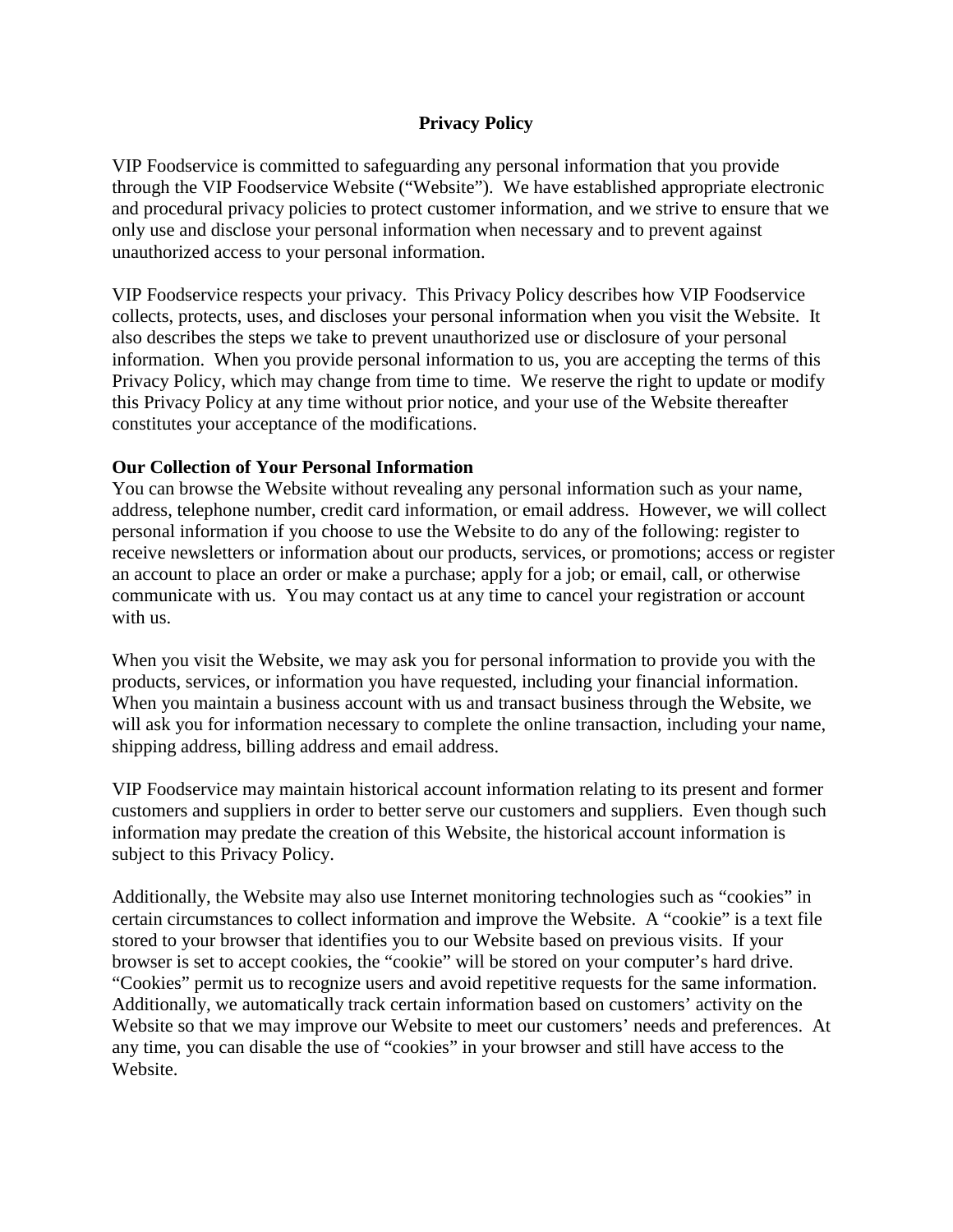# Privacy Policy

VIP Foodservice is committed to safeguarding any personal information that you provide through the VIP Foodservice Website ("Website"). We have established appropriate electronic and procedural privacy policies to protect customer information, and we strive to ensure that we only use and disclose your personal information when necessary and to prevent against unauthorized access to your personal information.

VIP Foodservice respects your privacy. This Privacy Policy describes how VIP Foodservice collects, protects, uses, and discloses your personal information when you visit the Website. It also describes the steps we take to prevent unauthorized use or disclosure of your personal information. When you provide personal information to us, you are accepting the terms of this Privacy Policy, which may change from time to time. We reserve the right to update or modify this Privacy Policy at any time without prior notice, and your use of the Website thereafter constitutes your acceptance of the modifications.

**Our Collection of Your Personal Information**

You can browse the Website without revealing any personal information such as your name, address, telephone number, credit card information, or email address. However, we will collect personal information if you choose to use the Website to do any of the following: register to receive newsletters or information about our products, services, or promotions; access or register an account to place an order or make a purchase; apply for a job; or email, call, or otherwise communicate with us. You may contact us at any time to cancel your registration or account with us.

When you visit the Website, we may ask you for personal information to provide you with the products, services, or information you have requested, including your financial information. When you maintain a business account with us and transact business through the Website, we will ask you for information necessary to complete the online transaction, including your name, shipping address, billing address and email address.

VIP Foodservice may maintain historical account information relating to its present and former customers and suppliers in order to better serve our customers and suppliers. Even though such information may predate the creation of this Website, the historical account information is subject to this Privacy Policy.

Additionally, the Website may also use Internet monitoring technologies such as "cookies" in certain circumstances to collect information and improve the Website. A "cookie" is a text file stored to your browser that identifies you to our Website based on previous visits. If your browser is set to accept cookies, the "cookie" will be stored on your computer's hard drive. "Cookies" permit us to recognize users and avoid repetitive requests for the same information. Additionally, we automatically track certain information based on customers' activity on the Website so that we may improve our Website to meet our customers' needs and preferences. At any time, you can disable the use of "cookies" in your browser and still have access to the Website.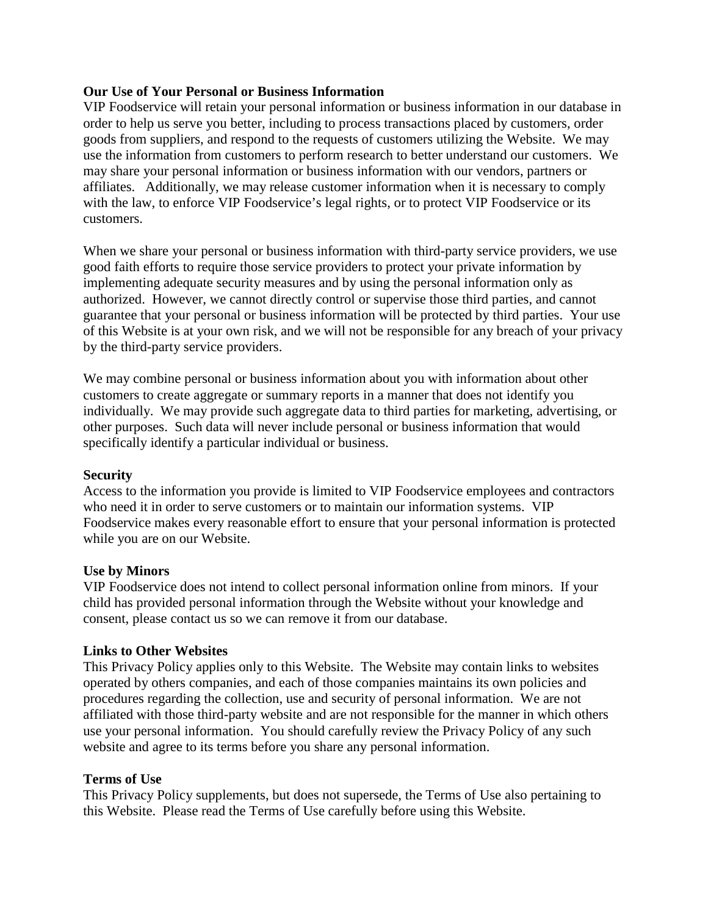**Our Use of Your Personal or Business Information**

VIP Foodservice will retain your personal information or business information in our database in order to help us serve you better, including to process transactions placed by customers, order goods from suppliers, and respond to the requests of customers utilizing the Website. We may use the information from customers to perform research to better understand our customers. We may share your personal information or business information with our vendors, partners or affiliates. Additionally, we may release customer information when it is necessary to comply with the law, to enforce VIP Foodservice's legal rights, or to protect VIP Foodservice or its customers.

When we share your personal or business information with third-party service providers, we use good faith efforts to require those service providers to protect your private information by implementing adequate security measures and by using the personal information only as authorized. However, we cannot directly control or supervise those third parties, and cannot guarantee that your personal or business information will be protected by third parties. Your use of this Website is at your own risk, and we will not be responsible for any breach of your privacy by the third-party service providers.

We may combine personal or business information about you with information about other customers to create aggregate or summary reports in a manner that does not identify you individually. We may provide such aggregate data to third parties for marketing, advertising, or other purposes. Such data will never include personal or business information that would specifically identify a particular individual or business.

**Security**

Access to the information you provide is limited to VIP Foodservice employees and contractors who need it in order to serve customers or to maintain our information systems. VIP Foodservice makes every reasonable effort to ensure that your personal information is protected while you are on our Website.

**Use by Minors**

VIP Foodservice does not intend to collect personal information online from minors. If your child has provided personal information through the Website without your knowledge and consent, please contact us so we can remove it from our database.

**Links to Other Websites**

This Privacy Policy applies only to this Website. The Website may contain links to websites operated by others companies, and each of those companies maintains its own policies and procedures regarding the collection, use and security of personal information. We are not affiliated with those third-party website and are not responsible for the manner in which others use your personal information. You should carefully review the Privacy Policy of any such website and agree to its terms before you share any personal information.

**Terms of Use**

This Privacy Policy supplements, but does not supersede, the Terms of Use also pertaining to this Website. Please read the Terms of Use carefully before using this Website.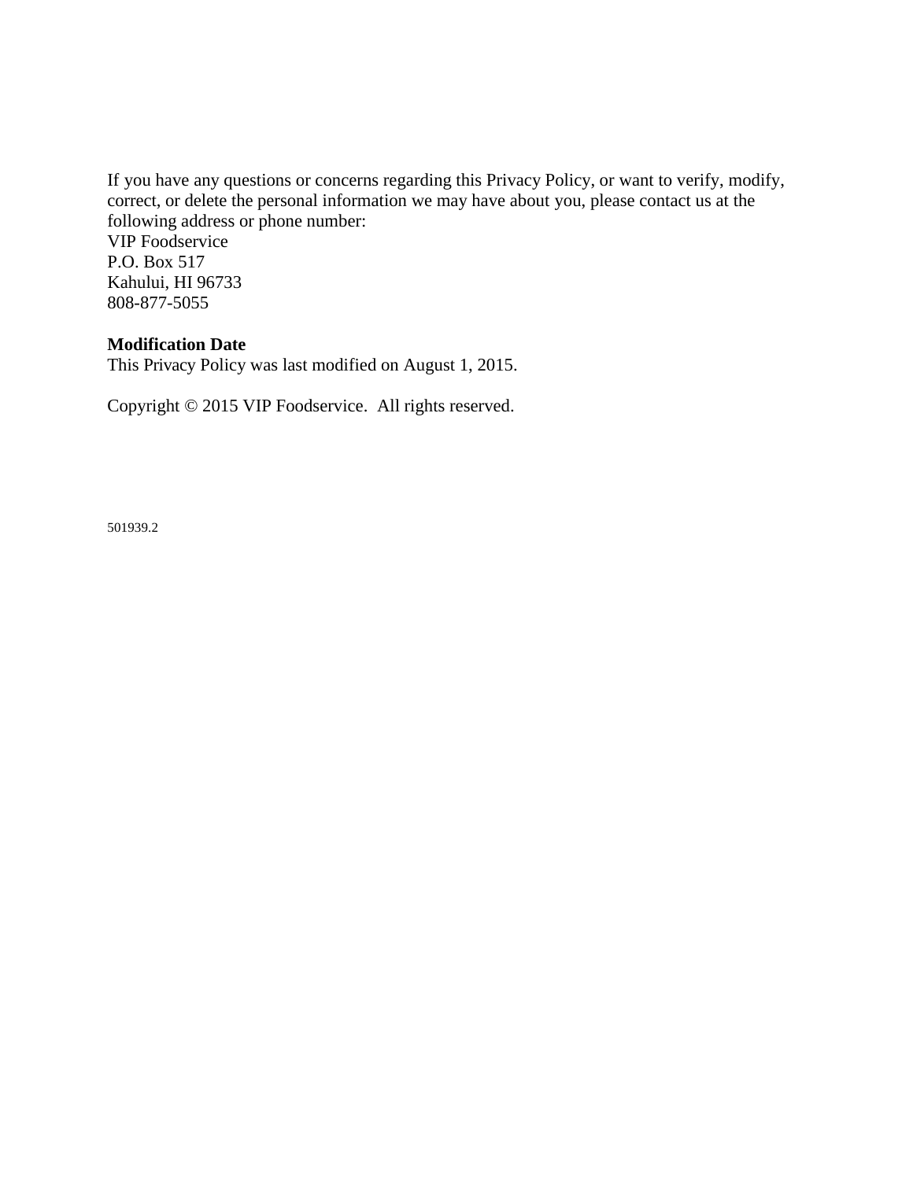If you have any questions or concerns regarding this Privacy Policy, or want to verify, modify, correct, or delete the personal information we may have about you, please contact us at the following address or phone number:

VIP Foodservice
P.O. Box 517
Kahului, HI 96733
808-877-5055

**Modification Date**

This Privacy Policy was last modified on August 1, 2015.

Copyright © 2015 VIP Foodservice. All rights reserved.

501939.2